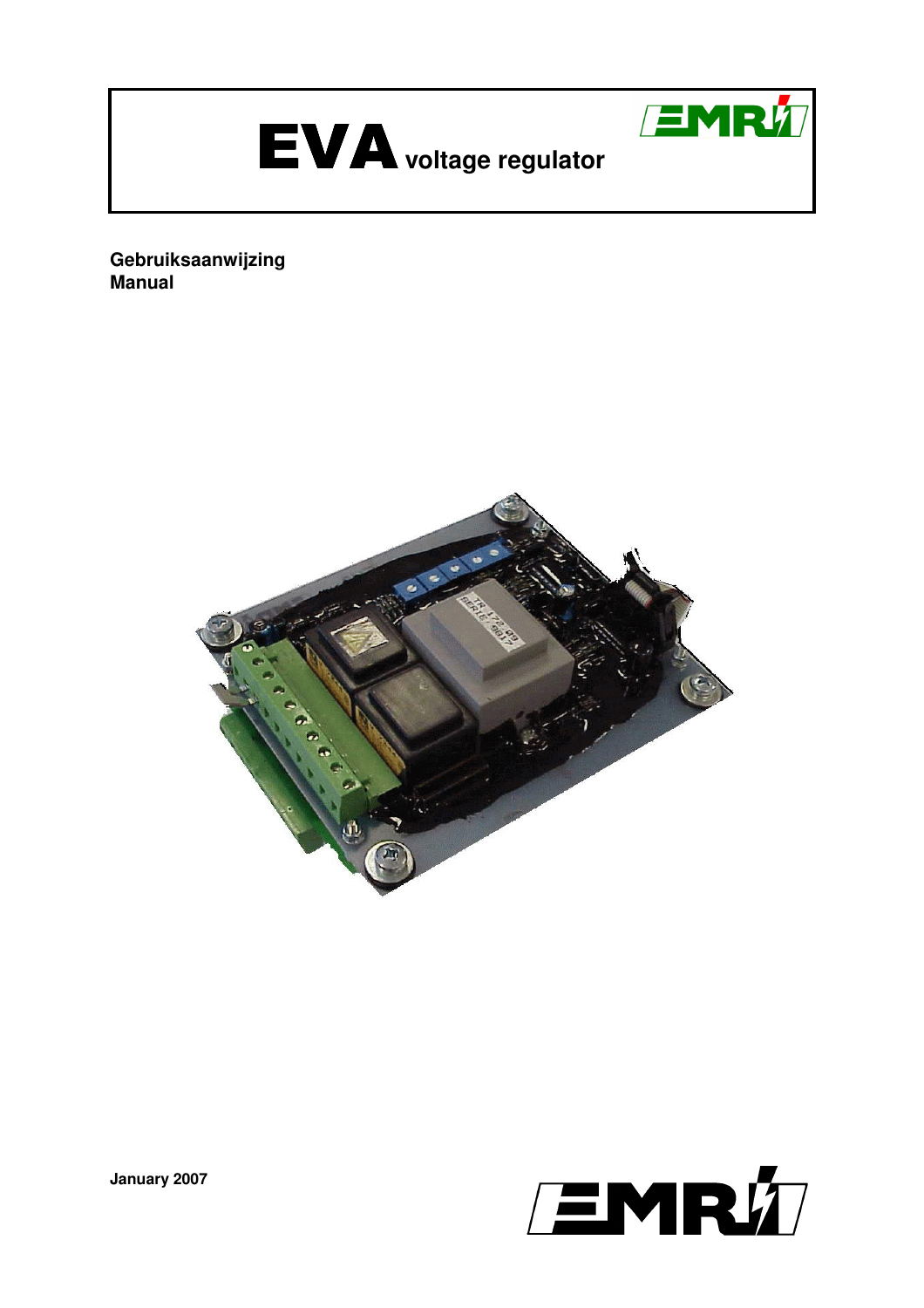# EVA voltage regulator

**Gebruiksaanwijzing**
**Manual**

**January 2007**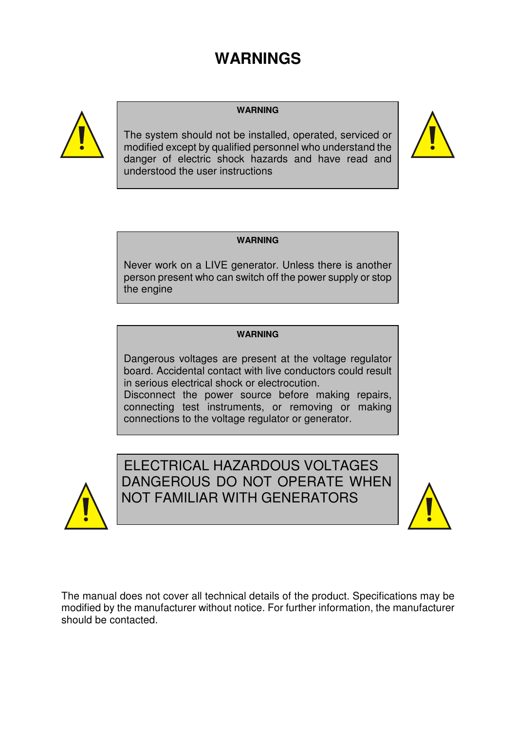# WARNINGS

**WARNING**

The system should not be installed, operated, serviced or modified except by qualified personnel who understand the danger of electric shock hazards and have read and understood the user instructions

**WARNING**

Never work on a LIVE generator. Unless there is another person present who can switch off the power supply or stop the engine

**WARNING**

Dangerous voltages are present at the voltage regulator board. Accidental contact with live conductors could result in serious electrical shock or electrocution.
Disconnect the power source before making repairs, connecting test instruments, or removing or making connections to the voltage regulator or generator.

ELECTRICAL HAZARDOUS VOLTAGES DANGEROUS DO NOT OPERATE WHEN NOT FAMILIAR WITH GENERATORS

The manual does not cover all technical details of the product. Specifications may be modified by the manufacturer without notice. For further information, the manufacturer should be contacted.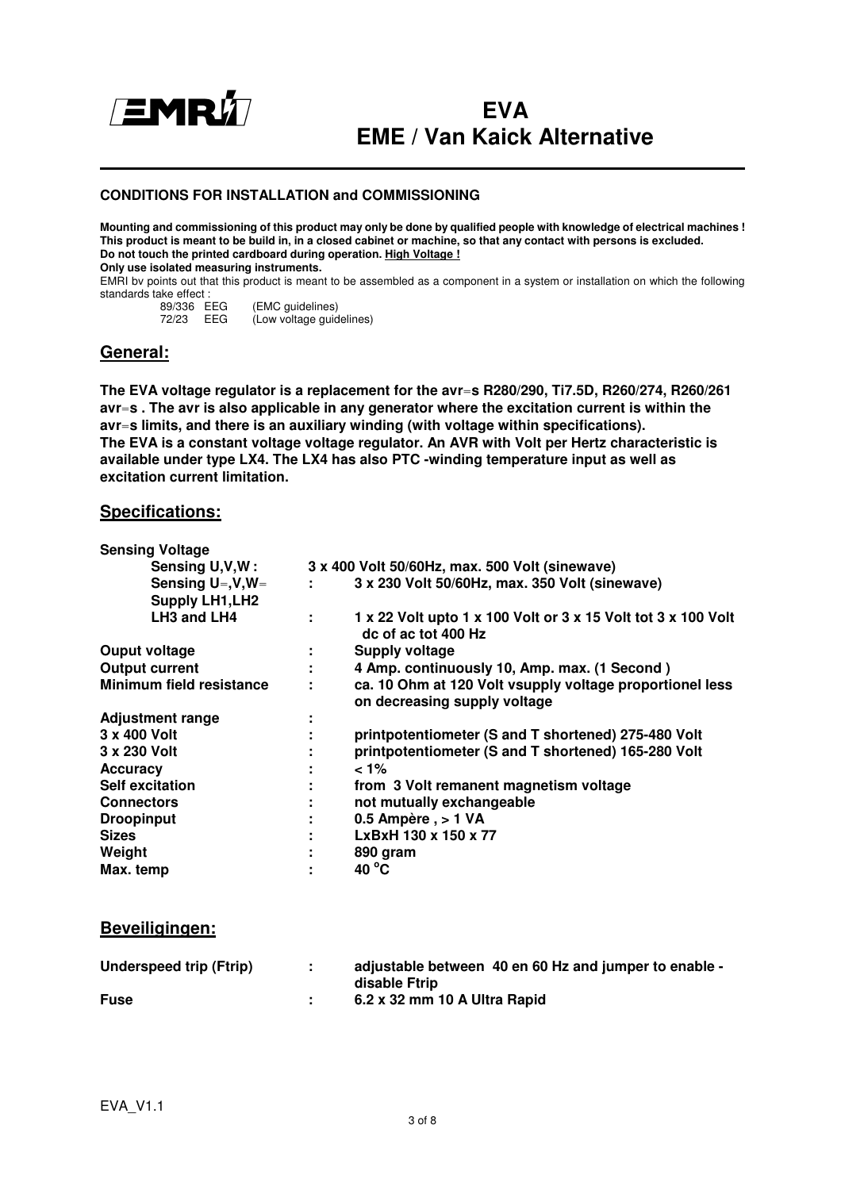# EVA
# EME / Van Kaick Alternative

**CONDITIONS FOR INSTALLATION and COMMISSIONING**

**Mounting and commissioning of this product may only be done by qualified people with knowledge of electrical machines !**
**This product is meant to be build in, in a closed cabinet or machine, so that any contact with persons is excluded.**
**Do not touch the printed cardboard during operation. High Voltage !**
**Only use isolated measuring instruments.**
EMRI bv points out that this product is meant to be assembled as a component in a system or installation on which the following standards take effect :

| | | |
|---|---|---|
| 89/336 | EEG | (EMC guidelines) |
| 72/23 | EEG | (Low voltage guidelines) |

## General:

**The EVA voltage regulator is a replacement for the avr=s R280/290, Ti7.5D, R260/274, R260/261 avr=s . The avr is also applicable in any generator where the excitation current is within the avr=s limits, and there is an auxiliary winding (with voltage within specifications). The EVA is a constant voltage voltage regulator. An AVR with Volt per Hertz characteristic is available under type LX4. The LX4 has also PTC -winding temperature input as well as excitation current limitation.**

## Specifications:

| | | |
|---|---|---|
| **Sensing Voltage** | | |
| **Sensing U,V,W :** | | **3 x 400 Volt 50/60Hz, max. 500 Volt (sinewave)** |
| **Sensing U=,V,W=** | **:** | **3 x 230 Volt 50/60Hz, max. 350 Volt (sinewave)** |
| **Supply LH1,LH2 LH3 and LH4** | **:** | **1 x 22 Volt upto 1 x 100 Volt or 3 x 15 Volt tot 3 x 100 Volt dc of ac tot 400 Hz** |
| **Ouput voltage** | **:** | **Supply voltage** |
| **Output current** | **:** | **4 Amp. continuously 10, Amp. max. (1 Second )** |
| **Minimum field resistance** | **:** | **ca. 10 Ohm at 120 Volt vsupply voltage proportionel less on decreasing supply voltage** |
| **Adjustment range** | **:** | |
| **3 x 400 Volt** | **:** | **printpotentiometer (S and T shortened) 275-480 Volt** |
| **3 x 230 Volt** | **:** | **printpotentiometer (S and T shortened) 165-280 Volt** |
| **Accuracy** | **:** | **< 1%** |
| **Self excitation** | **:** | **from 3 Volt remanent magnetism voltage** |
| **Connectors** | **:** | **not mutually exchangeable** |
| **Droopinput** | **:** | **0.5 Ampère , > 1 VA** |
| **Sizes** | **:** | **LxBxH 130 x 150 x 77** |
| **Weight** | **:** | **890 gram** |
| **Max. temp** | **:** | **40 °C** |

## Beveiligingen:

| | | |
|---|---|---|
| **Underspeed trip (Ftrip)** | **:** | **adjustable between 40 en 60 Hz and jumper to enable - disable Ftrip** |
| **Fuse** | **:** | **6.2 x 32 mm 10 A Ultra Rapid** |

EVA_V1.1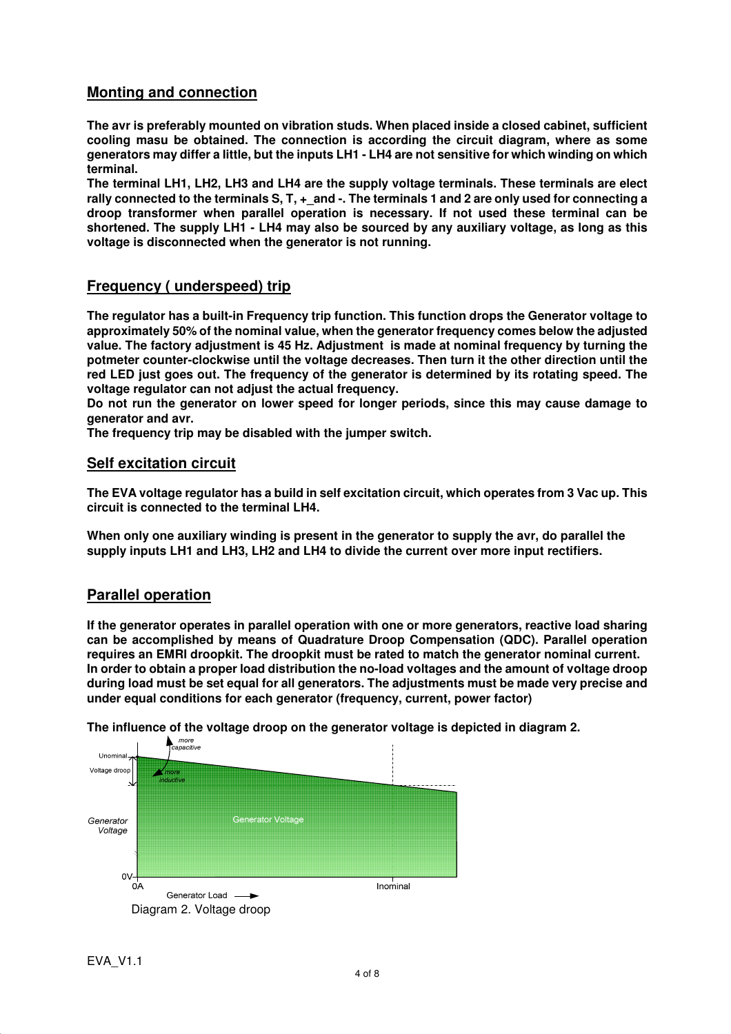## Monting and connection

**The avr is preferably mounted on vibration studs. When placed inside a closed cabinet, sufficient cooling masu be obtained. The connection is according the circuit diagram, where as some generators may differ a little, but the inputs LH1 - LH4 are not sensitive for which winding on which terminal.**

**The terminal LH1, LH2, LH3 and LH4 are the supply voltage terminals. These terminals are elect rally connected to the terminals S, T, +_and -. The terminals 1 and 2 are only used for connecting a droop transformer when parallel operation is necessary. If not used these terminal can be shortened. The supply LH1 - LH4 may also be sourced by any auxiliary voltage, as long as this voltage is disconnected when the generator is not running.**

## Frequency ( underspeed) trip

**The regulator has a built-in Frequency trip function. This function drops the Generator voltage to approximately 50% of the nominal value, when the generator frequency comes below the adjusted value. The factory adjustment is 45 Hz. Adjustment is made at nominal frequency by turning the potmeter counter-clockwise until the voltage decreases. Then turn it the other direction until the red LED just goes out. The frequency of the generator is determined by its rotating speed. The voltage regulator can not adjust the actual frequency.**

**Do not run the generator on lower speed for longer periods, since this may cause damage to generator and avr.**

**The frequency trip may be disabled with the jumper switch.**

## Self excitation circuit

**The EVA voltage regulator has a build in self excitation circuit, which operates from 3 Vac up. This circuit is connected to the terminal LH4.**

**When only one auxiliary winding is present in the generator to supply the avr, do parallel the supply inputs LH1 and LH3, LH2 and LH4 to divide the current over more input rectifiers.**

## Parallel operation

**If the generator operates in parallel operation with one or more generators, reactive load sharing can be accomplished by means of Quadrature Droop Compensation (QDC). Parallel operation requires an EMRI droopkit. The droopkit must be rated to match the generator nominal current. In order to obtain a proper load distribution the no-load voltages and the amount of voltage droop during load must be set equal for all generators. The adjustments must be made very precise and under equal conditions for each generator (frequency, current, power factor)**

**The influence of the voltage droop on the generator voltage is depicted in diagram 2.**

Diagram 2. Voltage droop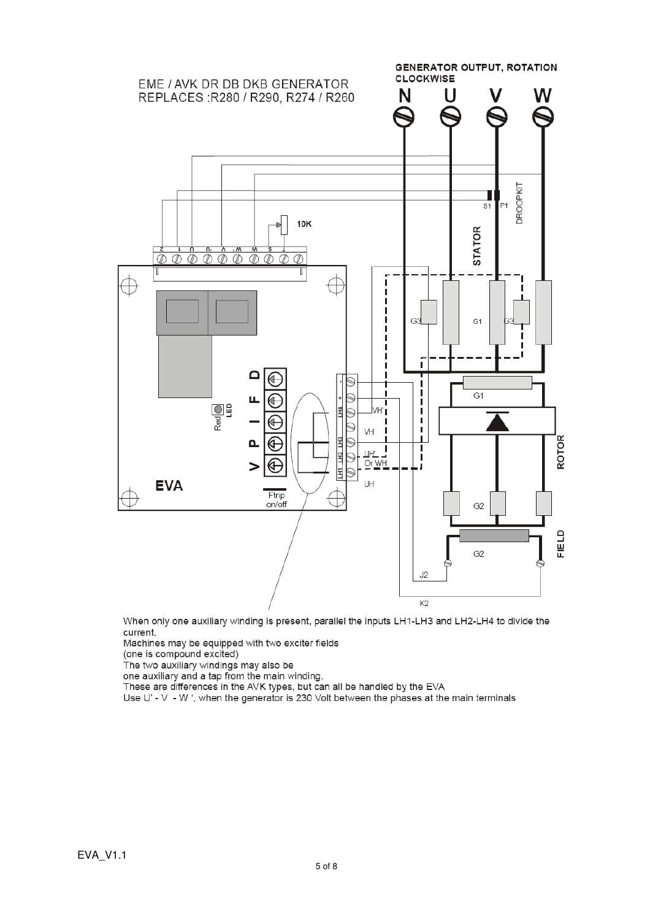EME / AVK DR DB DKB GENERATOR
REPLACES :R280 / R290, R274 / R260

GENERATOR OUTPUT, ROTATION CLOCKWISE

N U V W

When only one auxiliary winding is present, parallel the inputs LH1-LH3 and LH2-LH4 to divide the current.
Machines may be equipped with two exciter fields
(one is compound excited)
The two auxiliary windings may also be
one auxiliary and a tap from the main winding.
These are differences in the AVK types, but can all be handled by the EVA
Use U' - V - W ', when the generator is 230 Volt between the phases at the main terminals

EVA_V1.1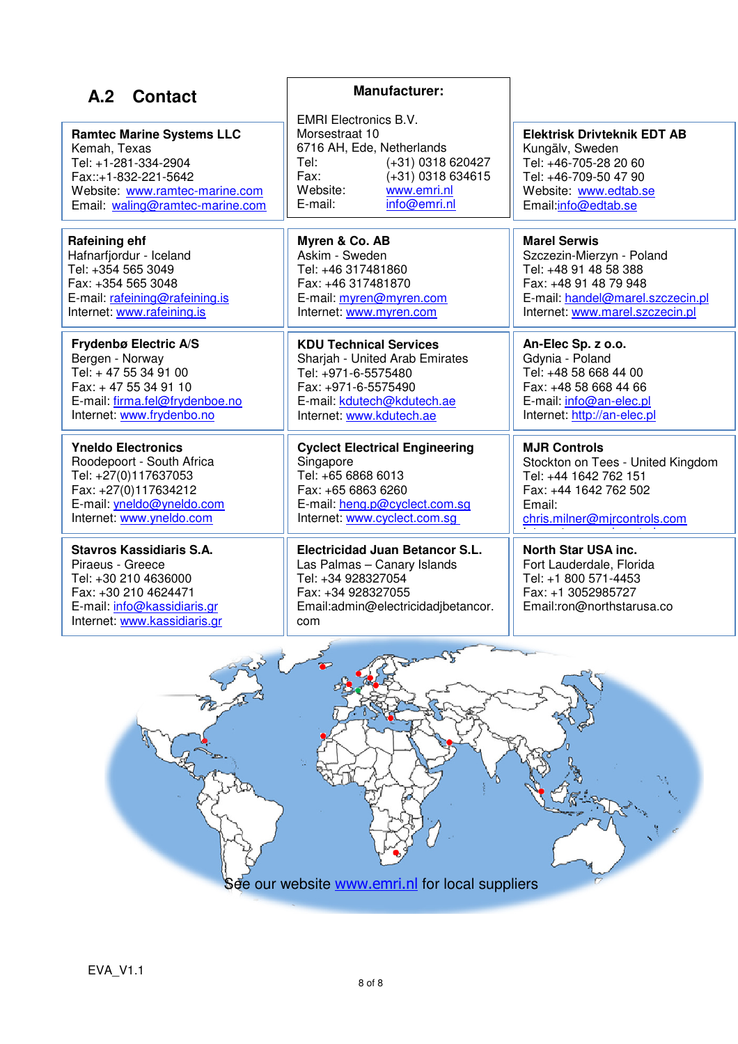## A.2 Contact

**Manufacturer:**

EMRI Electronics B.V.
Morsestraat 10
6716 AH, Ede, Netherlands
Tel: (+31) 0318 620427
Fax: (+31) 0318 634615
Website: www.emri.nl
E-mail: info@emri.nl

| | | |
|---|---|---|
| **Ramtec Marine Systems LLC**<br>Kemah, Texas<br>Tel: +1-281-334-2904<br>Fax::+1-832-221-5642<br>Website: www.ramtec-marine.com<br>Email: waling@ramtec-marine.com | | **Elektrisk Drivteknik EDT AB**<br>Kungälv, Sweden<br>Tel: +46-705-28 20 60<br>Tel: +46-709-50 47 90<br>Website: www.edtab.se<br>Email:info@edtab.se |
| **Rafeining ehf**<br>Hafnarfjordur - Iceland<br>Tel: +354 565 3049<br>Fax: +354 565 3048<br>E-mail: rafeining@rafeining.is<br>Internet: www.rafeining.is | **Myren & Co. AB**<br>Askim - Sweden<br>Tel: +46 317481860<br>Fax: +46 317481870<br>E-mail: myren@myren.com<br>Internet: www.myren.com | **Marel Serwis**<br>Szczezin-Mierzyn - Poland<br>Tel: +48 91 48 58 388<br>Fax: +48 91 48 79 948<br>E-mail: handel@marel.szczecin.pl<br>Internet: www.marel.szczecin.pl |
| **Frydenbø Electric A/S**<br>Bergen - Norway<br>Tel: + 47 55 34 91 00<br>Fax: + 47 55 34 91 10<br>E-mail: firma.fel@frydenboe.no<br>Internet: www.frydenbo.no | **KDU Technical Services**<br>Sharjah - United Arab Emirates<br>Tel: +971-6-5575480<br>Fax: +971-6-5575490<br>E-mail: kdutech@kdutech.ae<br>Internet: www.kdutech.ae | **An-Elec Sp. z o.o.**<br>Gdynia - Poland<br>Tel: +48 58 668 44 00<br>Fax: +48 58 668 44 66<br>E-mail: info@an-elec.pl<br>Internet: http://an-elec.pl |
| **Yneldo Electronics**<br>Roodepoort - South Africa<br>Tel: +27(0)117637053<br>Fax: +27(0)117634212<br>E-mail: yneldo@yneldo.com<br>Internet: www.yneldo.com | **Cyclect Electrical Engineering**<br>Singapore<br>Tel: +65 6868 6013<br>Fax: +65 6863 6260<br>E-mail: heng.p@cyclect.com.sg<br>Internet: www.cyclect.com.sg | **MJR Controls**<br>Stockton on Tees - United Kingdom<br>Tel: +44 1642 762 151<br>Fax: +44 1642 762 502<br>Email:<br>chris.milner@mjrcontrols.com |
| **Stavros Kassidiaris S.A.**<br>Piraeus - Greece<br>Tel: +30 210 4636000<br>Fax: +30 210 4624471<br>E-mail: info@kassidiaris.gr<br>Internet: www.kassidiaris.gr | **Electricidad Juan Betancor S.L.**<br>Las Palmas – Canary Islands<br>Tel: +34 928327054<br>Fax: +34 928327055<br>Email:admin@electricidadjbetancor.com | **North Star USA inc.**<br>Fort Lauderdale, Florida<br>Tel: +1 800 571-4453<br>Fax: +1 3052985727<br>Email:ron@northstarusa.co |

See our website www.emri.nl for local suppliers

EVA_V1.1